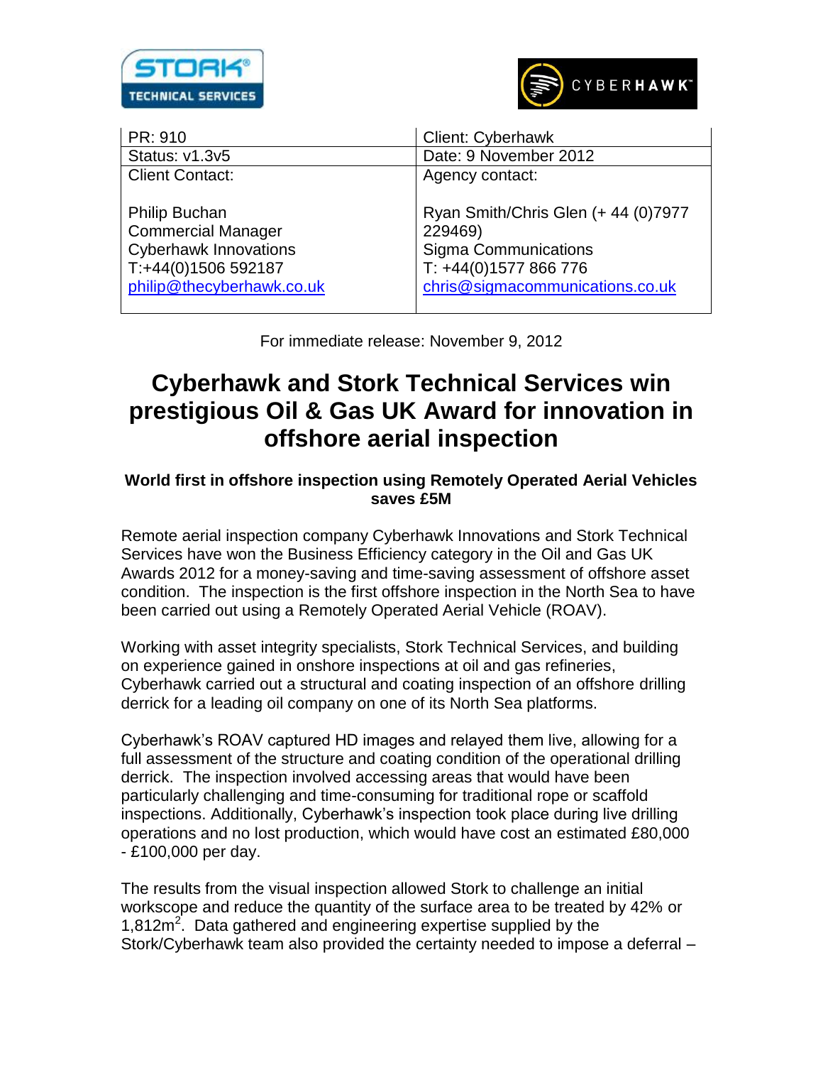| PR: 910 | Client: Cyberhawk |
|---|---|
| Status: v1.3v5 | Date: 9 November 2012 |
| Client Contact:<br><br>Philip Buchan<br>Commercial Manager<br>Cyberhawk Innovations<br>T:+44(0)1506 592187<br>philip@thecyberhawk.co.uk | Agency contact:<br><br>Ryan Smith/Chris Glen (+ 44 (0)7977 229469)<br>Sigma Communications<br>T: +44(0)1577 866 776<br>chris@sigmacommunications.co.uk |

For immediate release: November 9, 2012

# Cyberhawk and Stork Technical Services win prestigious Oil & Gas UK Award for innovation in offshore aerial inspection

### World first in offshore inspection using Remotely Operated Aerial Vehicles saves £5M

Remote aerial inspection company Cyberhawk Innovations and Stork Technical Services have won the Business Efficiency category in the Oil and Gas UK Awards 2012 for a money-saving and time-saving assessment of offshore asset condition. The inspection is the first offshore inspection in the North Sea to have been carried out using a Remotely Operated Aerial Vehicle (ROAV).

Working with asset integrity specialists, Stork Technical Services, and building on experience gained in onshore inspections at oil and gas refineries, Cyberhawk carried out a structural and coating inspection of an offshore drilling derrick for a leading oil company on one of its North Sea platforms.

Cyberhawk's ROAV captured HD images and relayed them live, allowing for a full assessment of the structure and coating condition of the operational drilling derrick. The inspection involved accessing areas that would have been particularly challenging and time-consuming for traditional rope or scaffold inspections. Additionally, Cyberhawk's inspection took place during live drilling operations and no lost production, which would have cost an estimated £80,000 - £100,000 per day.

The results from the visual inspection allowed Stork to challenge an initial workscope and reduce the quantity of the surface area to be treated by 42% or 1,812m$^2$. Data gathered and engineering expertise supplied by the Stork/Cyberhawk team also provided the certainty needed to impose a deferral –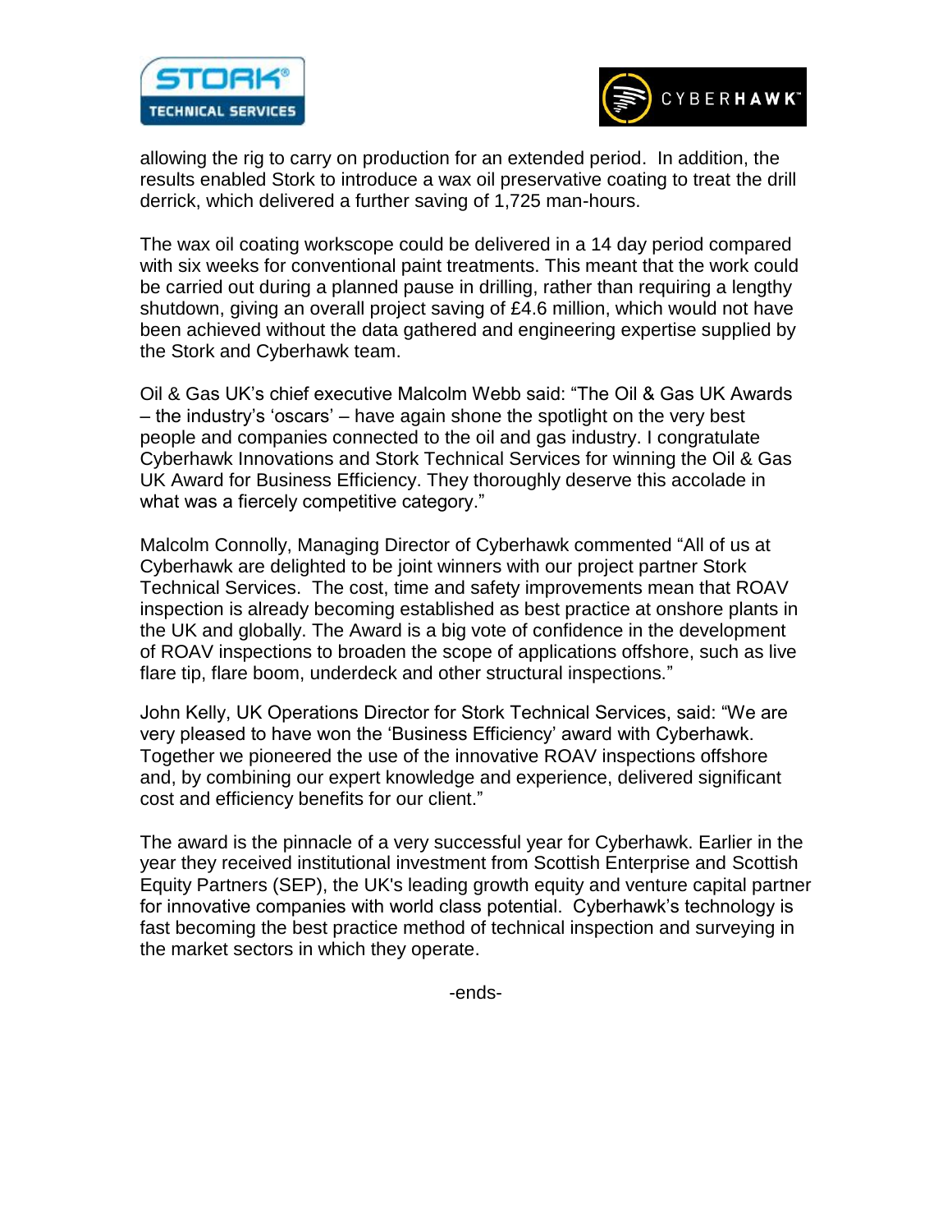allowing the rig to carry on production for an extended period. In addition, the results enabled Stork to introduce a wax oil preservative coating to treat the drill derrick, which delivered a further saving of 1,725 man-hours.

The wax oil coating workscope could be delivered in a 14 day period compared with six weeks for conventional paint treatments. This meant that the work could be carried out during a planned pause in drilling, rather than requiring a lengthy shutdown, giving an overall project saving of £4.6 million, which would not have been achieved without the data gathered and engineering expertise supplied by the Stork and Cyberhawk team.

Oil & Gas UK's chief executive Malcolm Webb said: "The Oil & Gas UK Awards – the industry's 'oscars' – have again shone the spotlight on the very best people and companies connected to the oil and gas industry. I congratulate Cyberhawk Innovations and Stork Technical Services for winning the Oil & Gas UK Award for Business Efficiency. They thoroughly deserve this accolade in what was a fiercely competitive category."

Malcolm Connolly, Managing Director of Cyberhawk commented "All of us at Cyberhawk are delighted to be joint winners with our project partner Stork Technical Services. The cost, time and safety improvements mean that ROAV inspection is already becoming established as best practice at onshore plants in the UK and globally. The Award is a big vote of confidence in the development of ROAV inspections to broaden the scope of applications offshore, such as live flare tip, flare boom, underdeck and other structural inspections."

John Kelly, UK Operations Director for Stork Technical Services, said: "We are very pleased to have won the 'Business Efficiency' award with Cyberhawk. Together we pioneered the use of the innovative ROAV inspections offshore and, by combining our expert knowledge and experience, delivered significant cost and efficiency benefits for our client."

The award is the pinnacle of a very successful year for Cyberhawk. Earlier in the year they received institutional investment from Scottish Enterprise and Scottish Equity Partners (SEP), the UK's leading growth equity and venture capital partner for innovative companies with world class potential. Cyberhawk's technology is fast becoming the best practice method of technical inspection and surveying in the market sectors in which they operate.

-ends-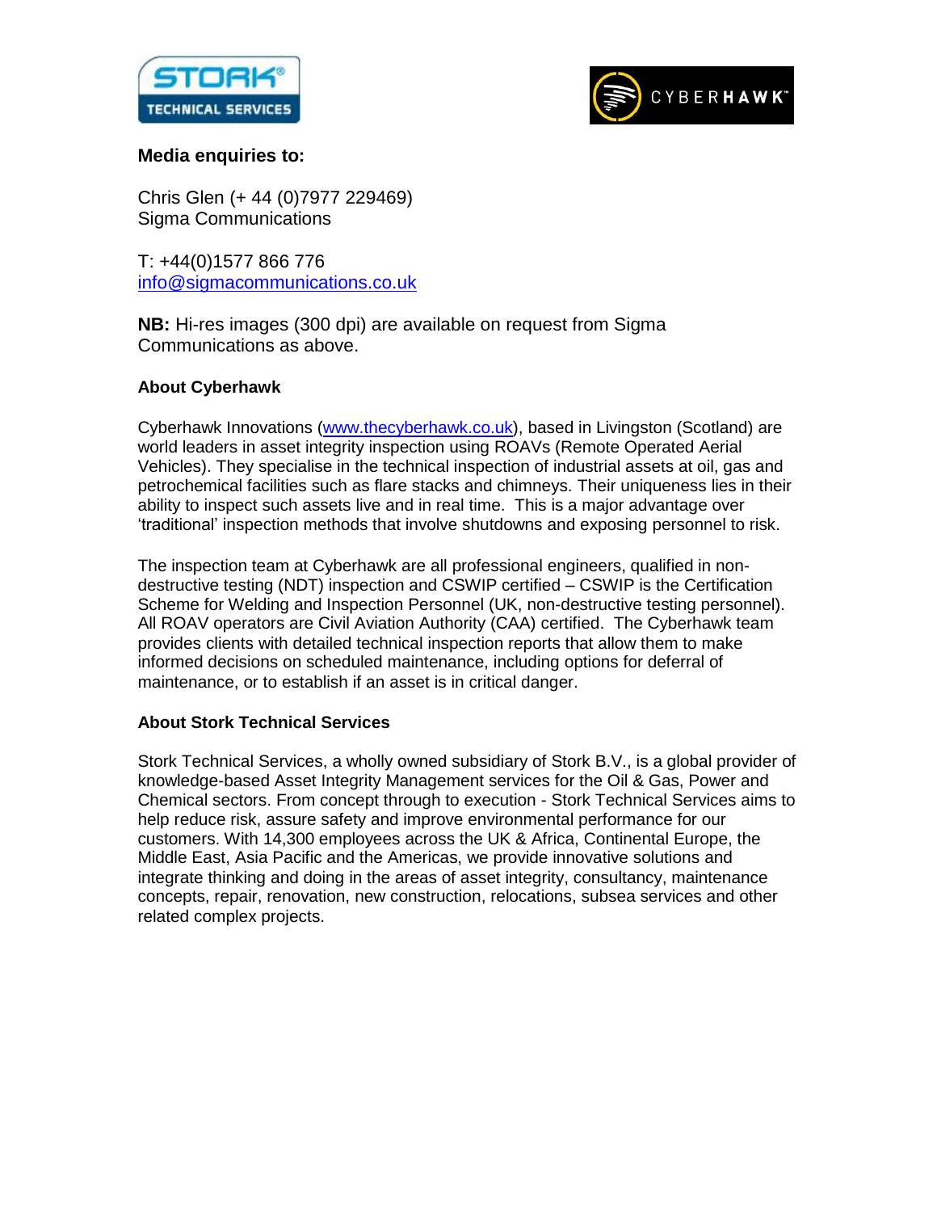**Media enquiries to:**

Chris Glen (+ 44 (0)7977 229469)
Sigma Communications

T: +44(0)1577 866 776
info@sigmacommunications.co.uk

**NB:** Hi-res images (300 dpi) are available on request from Sigma Communications as above.

**About Cyberhawk**

Cyberhawk Innovations (www.thecyberhawk.co.uk), based in Livingston (Scotland) are world leaders in asset integrity inspection using ROAVs (Remote Operated Aerial Vehicles). They specialise in the technical inspection of industrial assets at oil, gas and petrochemical facilities such as flare stacks and chimneys. Their uniqueness lies in their ability to inspect such assets live and in real time. This is a major advantage over 'traditional' inspection methods that involve shutdowns and exposing personnel to risk.

The inspection team at Cyberhawk are all professional engineers, qualified in non-destructive testing (NDT) inspection and CSWIP certified – CSWIP is the Certification Scheme for Welding and Inspection Personnel (UK, non-destructive testing personnel). All ROAV operators are Civil Aviation Authority (CAA) certified. The Cyberhawk team provides clients with detailed technical inspection reports that allow them to make informed decisions on scheduled maintenance, including options for deferral of maintenance, or to establish if an asset is in critical danger.

**About Stork Technical Services**

Stork Technical Services, a wholly owned subsidiary of Stork B.V., is a global provider of knowledge-based Asset Integrity Management services for the Oil & Gas, Power and Chemical sectors. From concept through to execution - Stork Technical Services aims to help reduce risk, assure safety and improve environmental performance for our customers. With 14,300 employees across the UK & Africa, Continental Europe, the Middle East, Asia Pacific and the Americas, we provide innovative solutions and integrate thinking and doing in the areas of asset integrity, consultancy, maintenance concepts, repair, renovation, new construction, relocations, subsea services and other related complex projects.